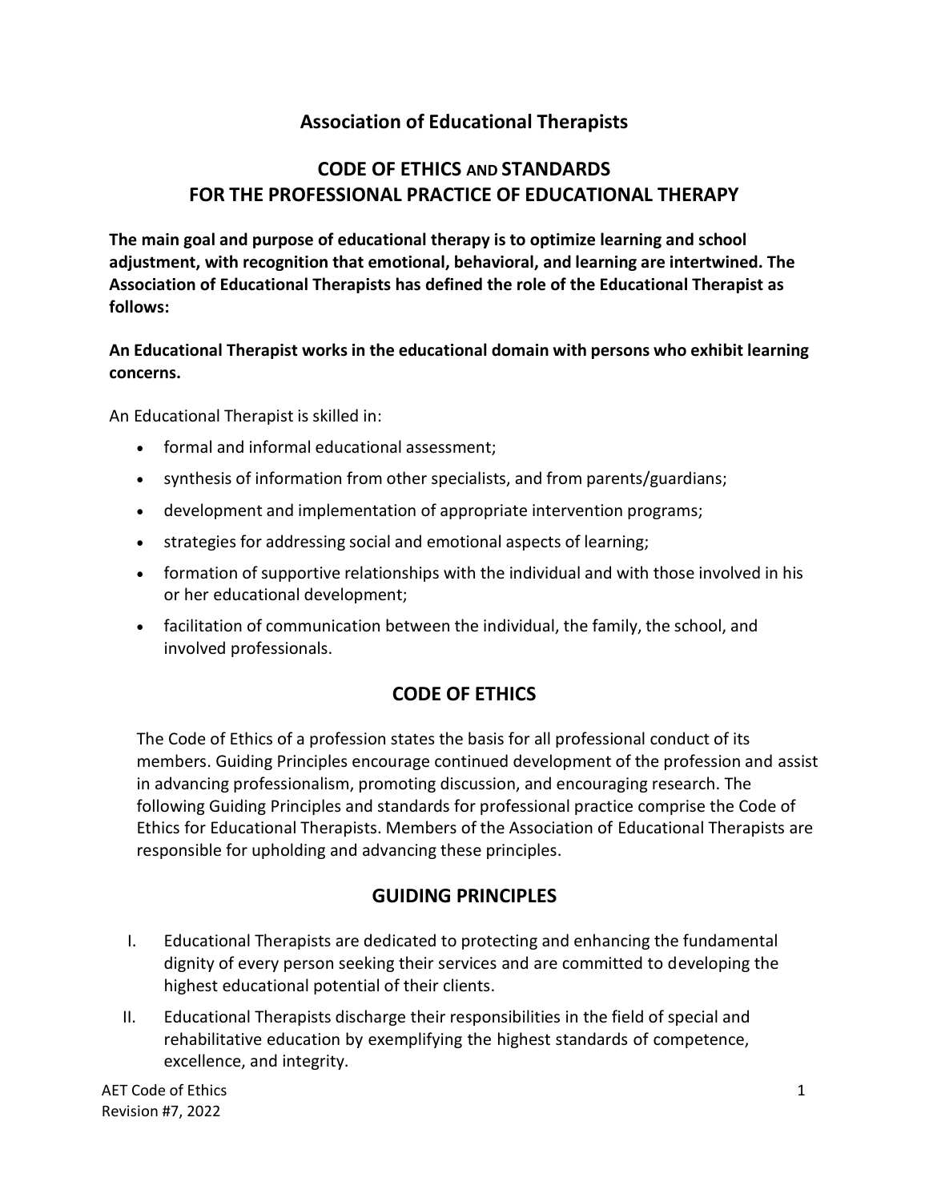# Association of Educational Therapists

## CODE OF ETHICS AND STANDARDS FOR THE PROFESSIONAL PRACTICE OF EDUCATIONAL THERAPY

**The main goal and purpose of educational therapy is to optimize learning and school adjustment, with recognition that emotional, behavioral, and learning are intertwined. The Association of Educational Therapists has defined the role of the Educational Therapist as follows:**

**An Educational Therapist works in the educational domain with persons who exhibit learning concerns.**

An Educational Therapist is skilled in:

- formal and informal educational assessment;
- synthesis of information from other specialists, and from parents/guardians;
- development and implementation of appropriate intervention programs;
- strategies for addressing social and emotional aspects of learning;
- formation of supportive relationships with the individual and with those involved in his or her educational development;
- facilitation of communication between the individual, the family, the school, and involved professionals.

## CODE OF ETHICS

The Code of Ethics of a profession states the basis for all professional conduct of its members. Guiding Principles encourage continued development of the profession and assist in advancing professionalism, promoting discussion, and encouraging research. The following Guiding Principles and standards for professional practice comprise the Code of Ethics for Educational Therapists. Members of the Association of Educational Therapists are responsible for upholding and advancing these principles.

## GUIDING PRINCIPLES

I. Educational Therapists are dedicated to protecting and enhancing the fundamental dignity of every person seeking their services and are committed to developing the highest educational potential of their clients.

II. Educational Therapists discharge their responsibilities in the field of special and rehabilitative education by exemplifying the highest standards of competence, excellence, and integrity.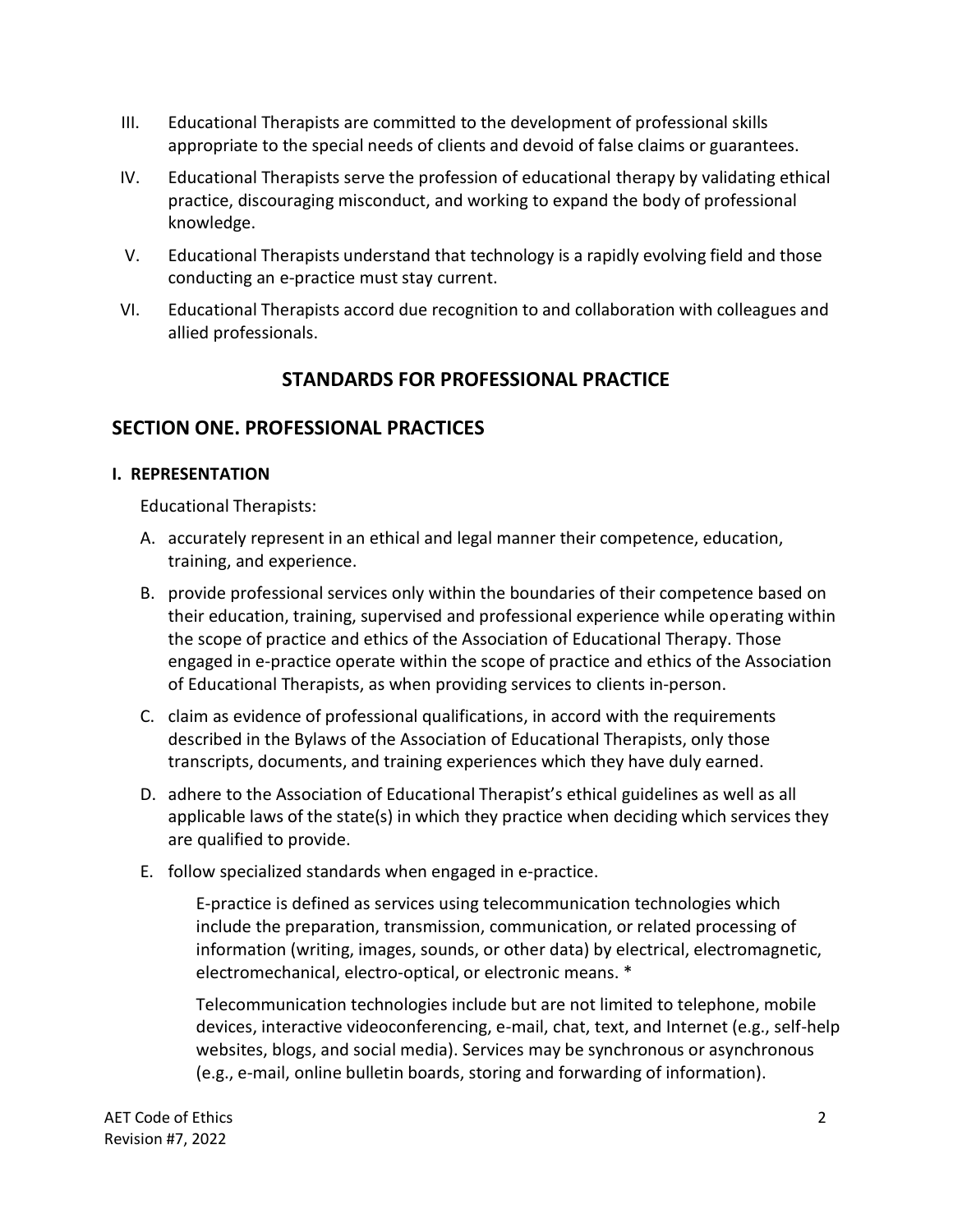III. Educational Therapists are committed to the development of professional skills appropriate to the special needs of clients and devoid of false claims or guarantees.

IV. Educational Therapists serve the profession of educational therapy by validating ethical practice, discouraging misconduct, and working to expand the body of professional knowledge.

V. Educational Therapists understand that technology is a rapidly evolving field and those conducting an e-practice must stay current.

VI. Educational Therapists accord due recognition to and collaboration with colleagues and allied professionals.

## STANDARDS FOR PROFESSIONAL PRACTICE

## SECTION ONE. PROFESSIONAL PRACTICES

### I. REPRESENTATION

Educational Therapists:

A. accurately represent in an ethical and legal manner their competence, education, training, and experience.

B. provide professional services only within the boundaries of their competence based on their education, training, supervised and professional experience while operating within the scope of practice and ethics of the Association of Educational Therapy. Those engaged in e-practice operate within the scope of practice and ethics of the Association of Educational Therapists, as when providing services to clients in-person.

C. claim as evidence of professional qualifications, in accord with the requirements described in the Bylaws of the Association of Educational Therapists, only those transcripts, documents, and training experiences which they have duly earned.

D. adhere to the Association of Educational Therapist's ethical guidelines as well as all applicable laws of the state(s) in which they practice when deciding which services they are qualified to provide.

E. follow specialized standards when engaged in e-practice.

   E-practice is defined as services using telecommunication technologies which include the preparation, transmission, communication, or related processing of information (writing, images, sounds, or other data) by electrical, electromagnetic, electromechanical, electro-optical, or electronic means. *

   Telecommunication technologies include but are not limited to telephone, mobile devices, interactive videoconferencing, e-mail, chat, text, and Internet (e.g., self-help websites, blogs, and social media). Services may be synchronous or asynchronous (e.g., e-mail, online bulletin boards, storing and forwarding of information).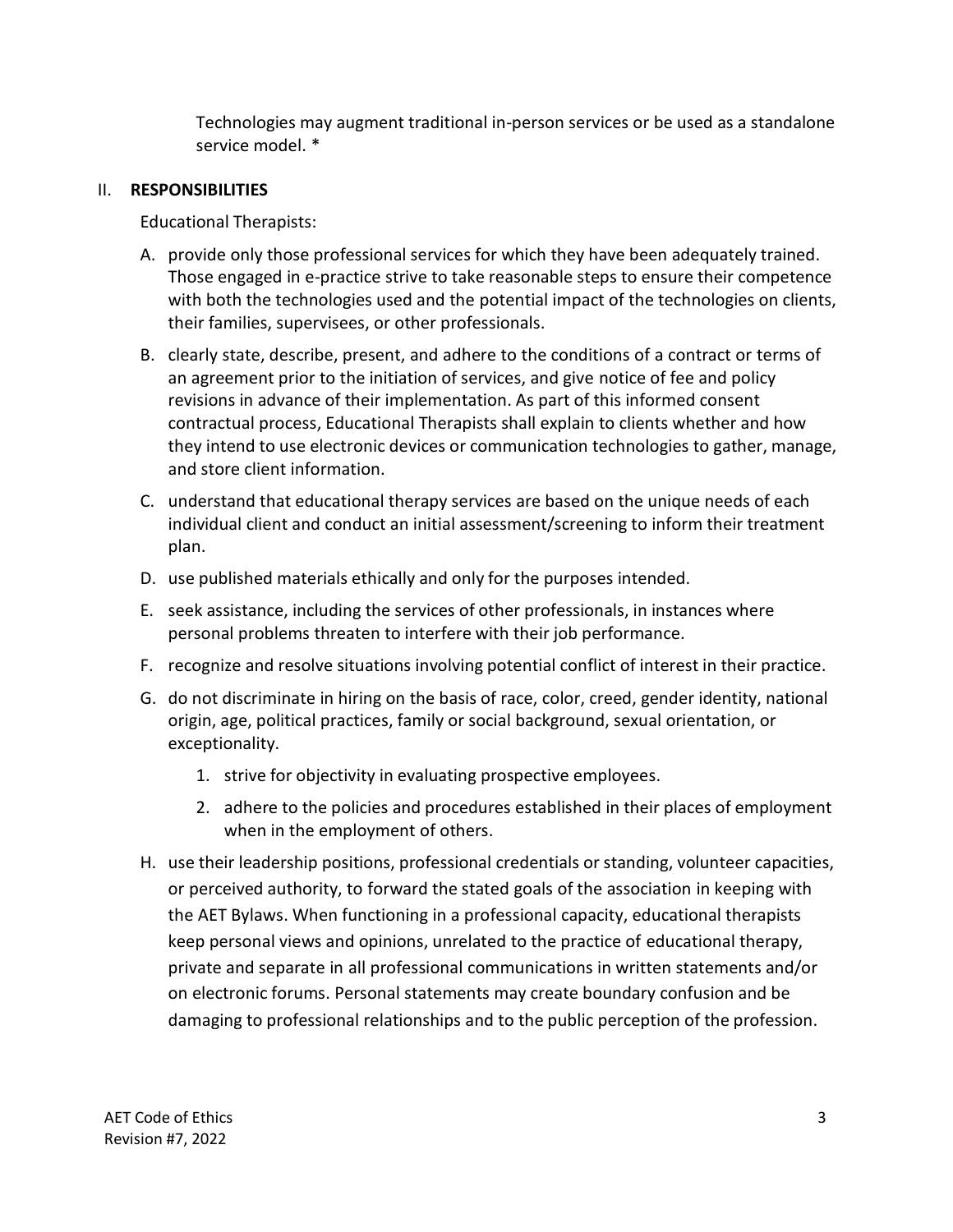Technologies may augment traditional in-person services or be used as a standalone service model. *

## II. RESPONSIBILITIES

Educational Therapists:

A. provide only those professional services for which they have been adequately trained. Those engaged in e-practice strive to take reasonable steps to ensure their competence with both the technologies used and the potential impact of the technologies on clients, their families, supervisees, or other professionals.

B. clearly state, describe, present, and adhere to the conditions of a contract or terms of an agreement prior to the initiation of services, and give notice of fee and policy revisions in advance of their implementation. As part of this informed consent contractual process, Educational Therapists shall explain to clients whether and how they intend to use electronic devices or communication technologies to gather, manage, and store client information.

C. understand that educational therapy services are based on the unique needs of each individual client and conduct an initial assessment/screening to inform their treatment plan.

D. use published materials ethically and only for the purposes intended.

E. seek assistance, including the services of other professionals, in instances where personal problems threaten to interfere with their job performance.

F. recognize and resolve situations involving potential conflict of interest in their practice.

G. do not discriminate in hiring on the basis of race, color, creed, gender identity, national origin, age, political practices, family or social background, sexual orientation, or exceptionality.

   1. strive for objectivity in evaluating prospective employees.
   2. adhere to the policies and procedures established in their places of employment when in the employment of others.

H. use their leadership positions, professional credentials or standing, volunteer capacities, or perceived authority, to forward the stated goals of the association in keeping with the AET Bylaws. When functioning in a professional capacity, educational therapists keep personal views and opinions, unrelated to the practice of educational therapy, private and separate in all professional communications in written statements and/or on electronic forums. Personal statements may create boundary confusion and be damaging to professional relationships and to the public perception of the profession.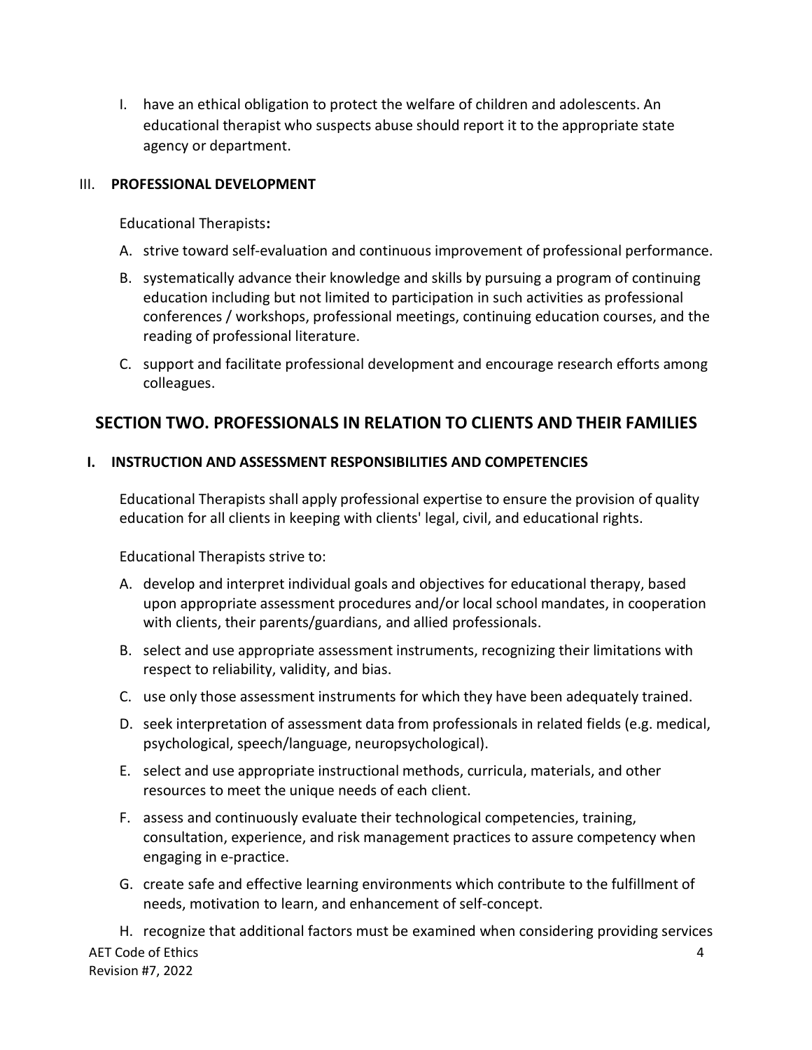I. have an ethical obligation to protect the welfare of children and adolescents. An educational therapist who suspects abuse should report it to the appropriate state agency or department.

### III. PROFESSIONAL DEVELOPMENT

Educational Therapists**:**

A. strive toward self-evaluation and continuous improvement of professional performance.

B. systematically advance their knowledge and skills by pursuing a program of continuing education including but not limited to participation in such activities as professional conferences / workshops, professional meetings, continuing education courses, and the reading of professional literature.

C. support and facilitate professional development and encourage research efforts among colleagues.

## SECTION TWO. PROFESSIONALS IN RELATION TO CLIENTS AND THEIR FAMILIES

### I. INSTRUCTION AND ASSESSMENT RESPONSIBILITIES AND COMPETENCIES

Educational Therapists shall apply professional expertise to ensure the provision of quality education for all clients in keeping with clients' legal, civil, and educational rights.

Educational Therapists strive to:

A. develop and interpret individual goals and objectives for educational therapy, based upon appropriate assessment procedures and/or local school mandates, in cooperation with clients, their parents/guardians, and allied professionals.

B. select and use appropriate assessment instruments, recognizing their limitations with respect to reliability, validity, and bias.

C. use only those assessment instruments for which they have been adequately trained.

D. seek interpretation of assessment data from professionals in related fields (e.g. medical, psychological, speech/language, neuropsychological).

E. select and use appropriate instructional methods, curricula, materials, and other resources to meet the unique needs of each client.

F. assess and continuously evaluate their technological competencies, training, consultation, experience, and risk management practices to assure competency when engaging in e-practice.

G. create safe and effective learning environments which contribute to the fulfillment of needs, motivation to learn, and enhancement of self-concept.

H. recognize that additional factors must be examined when considering providing services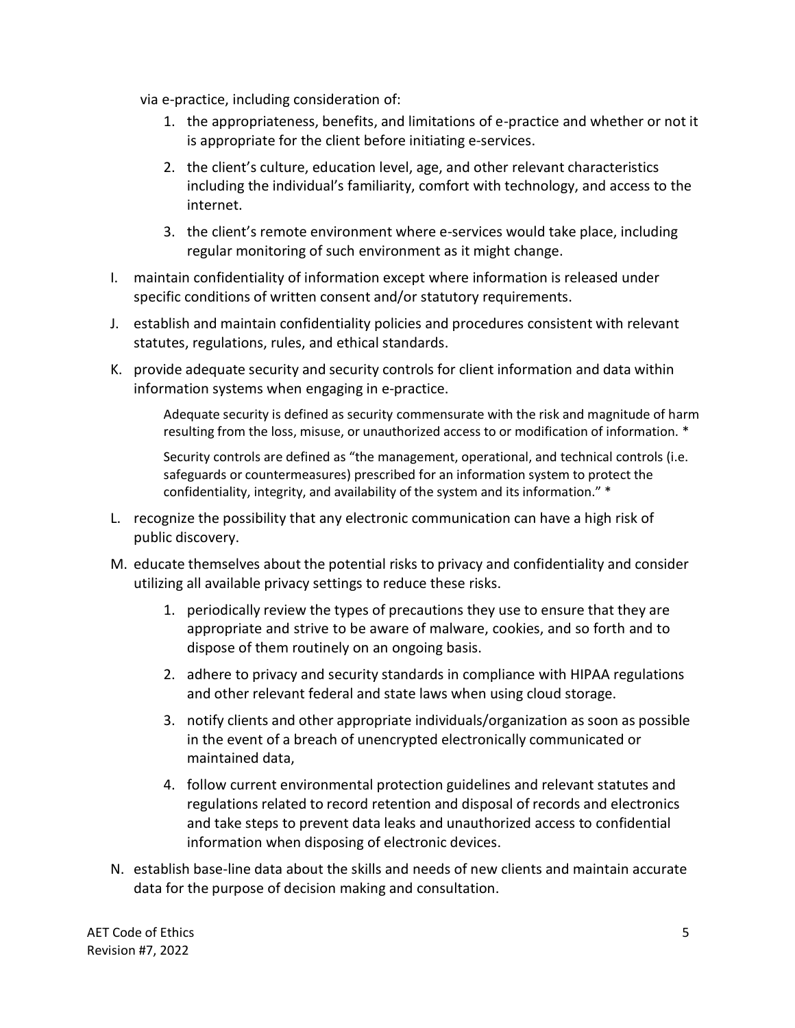via e-practice, including consideration of:

1. the appropriateness, benefits, and limitations of e-practice and whether or not it is appropriate for the client before initiating e-services.
2. the client's culture, education level, age, and other relevant characteristics including the individual's familiarity, comfort with technology, and access to the internet.
3. the client's remote environment where e-services would take place, including regular monitoring of such environment as it might change.

I. maintain confidentiality of information except where information is released under specific conditions of written consent and/or statutory requirements.

J. establish and maintain confidentiality policies and procedures consistent with relevant statutes, regulations, rules, and ethical standards.

K. provide adequate security and security controls for client information and data within information systems when engaging in e-practice.

> Adequate security is defined as security commensurate with the risk and magnitude of harm resulting from the loss, misuse, or unauthorized access to or modification of information. *
>
> Security controls are defined as "the management, operational, and technical controls (i.e. safeguards or countermeasures) prescribed for an information system to protect the confidentiality, integrity, and availability of the system and its information." *

L. recognize the possibility that any electronic communication can have a high risk of public discovery.

M. educate themselves about the potential risks to privacy and confidentiality and consider utilizing all available privacy settings to reduce these risks.

1. periodically review the types of precautions they use to ensure that they are appropriate and strive to be aware of malware, cookies, and so forth and to dispose of them routinely on an ongoing basis.
2. adhere to privacy and security standards in compliance with HIPAA regulations and other relevant federal and state laws when using cloud storage.
3. notify clients and other appropriate individuals/organization as soon as possible in the event of a breach of unencrypted electronically communicated or maintained data,
4. follow current environmental protection guidelines and relevant statutes and regulations related to record retention and disposal of records and electronics and take steps to prevent data leaks and unauthorized access to confidential information when disposing of electronic devices.

N. establish base-line data about the skills and needs of new clients and maintain accurate data for the purpose of decision making and consultation.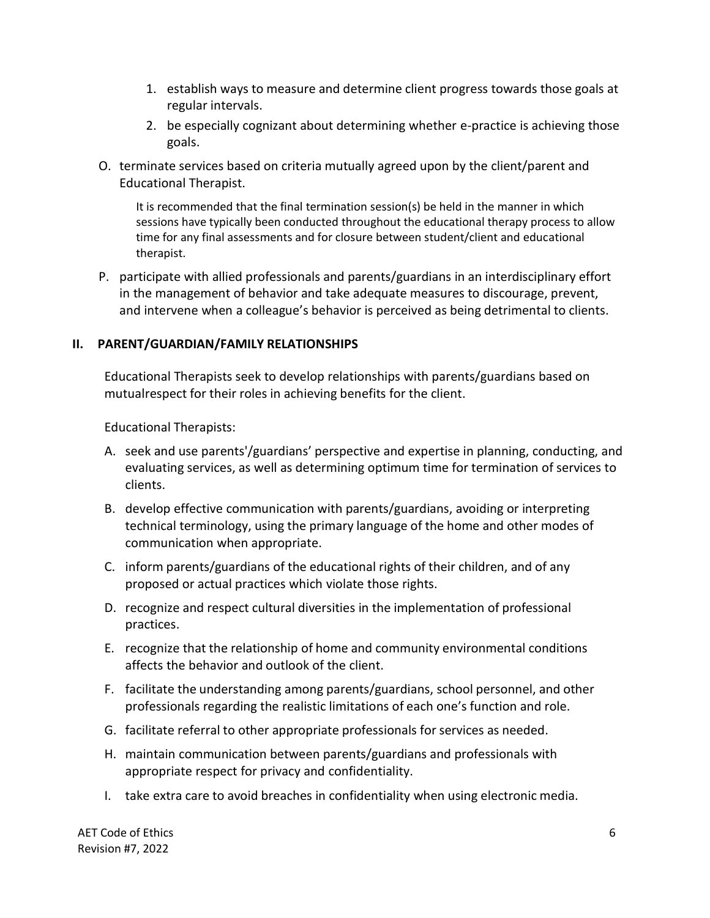1. establish ways to measure and determine client progress towards those goals at regular intervals.
2. be especially cognizant about determining whether e-practice is achieving those goals.

O. terminate services based on criteria mutually agreed upon by the client/parent and Educational Therapist.

It is recommended that the final termination session(s) be held in the manner in which sessions have typically been conducted throughout the educational therapy process to allow time for any final assessments and for closure between student/client and educational therapist.

P. participate with allied professionals and parents/guardians in an interdisciplinary effort in the management of behavior and take adequate measures to discourage, prevent, and intervene when a colleague's behavior is perceived as being detrimental to clients.

## II. PARENT/GUARDIAN/FAMILY RELATIONSHIPS

Educational Therapists seek to develop relationships with parents/guardians based on mutualrespect for their roles in achieving benefits for the client.

Educational Therapists:

A. seek and use parents'/guardians' perspective and expertise in planning, conducting, and evaluating services, as well as determining optimum time for termination of services to clients.

B. develop effective communication with parents/guardians, avoiding or interpreting technical terminology, using the primary language of the home and other modes of communication when appropriate.

C. inform parents/guardians of the educational rights of their children, and of any proposed or actual practices which violate those rights.

D. recognize and respect cultural diversities in the implementation of professional practices.

E. recognize that the relationship of home and community environmental conditions affects the behavior and outlook of the client.

F. facilitate the understanding among parents/guardians, school personnel, and other professionals regarding the realistic limitations of each one's function and role.

G. facilitate referral to other appropriate professionals for services as needed.

H. maintain communication between parents/guardians and professionals with appropriate respect for privacy and confidentiality.

I. take extra care to avoid breaches in confidentiality when using electronic media.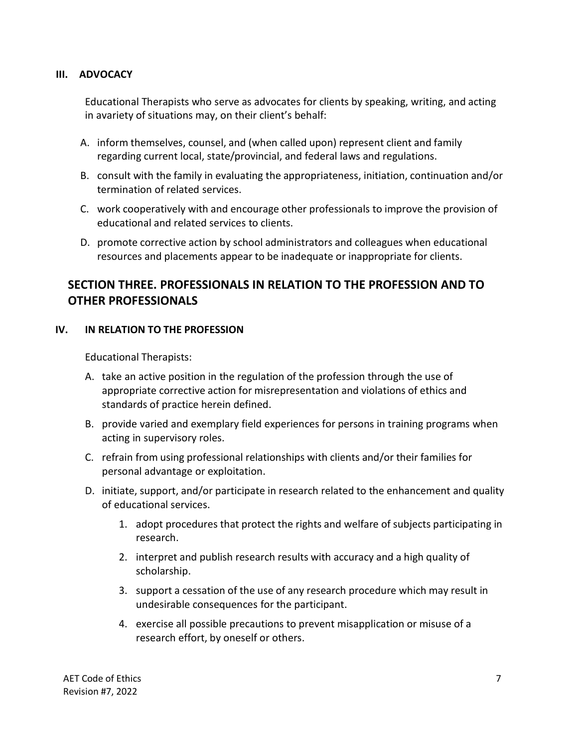### III. ADVOCACY

Educational Therapists who serve as advocates for clients by speaking, writing, and acting in avariety of situations may, on their client's behalf:

A. inform themselves, counsel, and (when called upon) represent client and family regarding current local, state/provincial, and federal laws and regulations.
B. consult with the family in evaluating the appropriateness, initiation, continuation and/or termination of related services.
C. work cooperatively with and encourage other professionals to improve the provision of educational and related services to clients.
D. promote corrective action by school administrators and colleagues when educational resources and placements appear to be inadequate or inappropriate for clients.

## SECTION THREE. PROFESSIONALS IN RELATION TO THE PROFESSION AND TO OTHER PROFESSIONALS

### IV. IN RELATION TO THE PROFESSION

Educational Therapists:

A. take an active position in the regulation of the profession through the use of appropriate corrective action for misrepresentation and violations of ethics and standards of practice herein defined.
B. provide varied and exemplary field experiences for persons in training programs when acting in supervisory roles.
C. refrain from using professional relationships with clients and/or their families for personal advantage or exploitation.
D. initiate, support, and/or participate in research related to the enhancement and quality of educational services.
    1. adopt procedures that protect the rights and welfare of subjects participating in research.
    2. interpret and publish research results with accuracy and a high quality of scholarship.
    3. support a cessation of the use of any research procedure which may result in undesirable consequences for the participant.
    4. exercise all possible precautions to prevent misapplication or misuse of a research effort, by oneself or others.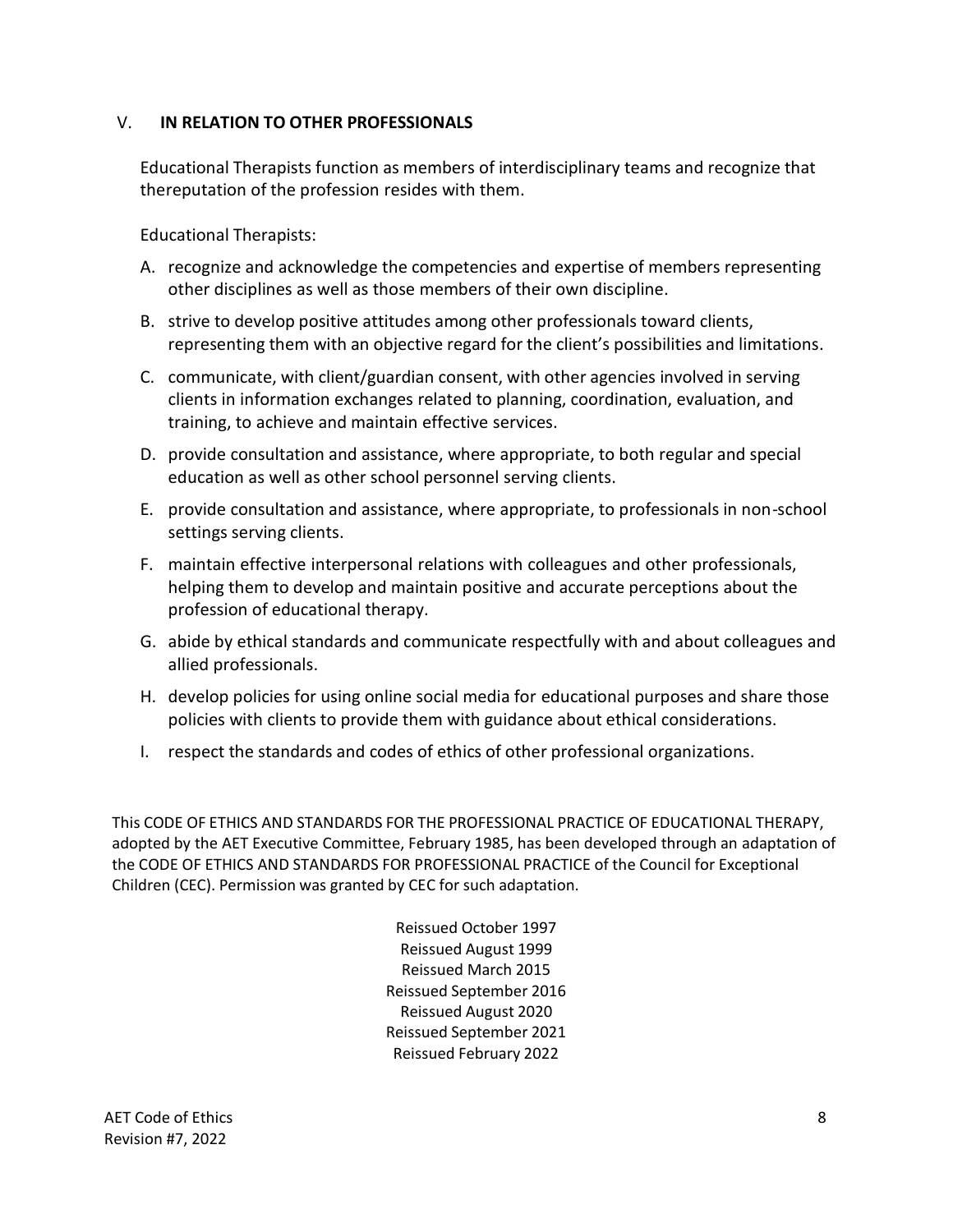## V. IN RELATION TO OTHER PROFESSIONALS

Educational Therapists function as members of interdisciplinary teams and recognize that thereputation of the profession resides with them.

Educational Therapists:

A. recognize and acknowledge the competencies and expertise of members representing other disciplines as well as those members of their own discipline.

B. strive to develop positive attitudes among other professionals toward clients, representing them with an objective regard for the client's possibilities and limitations.

C. communicate, with client/guardian consent, with other agencies involved in serving clients in information exchanges related to planning, coordination, evaluation, and training, to achieve and maintain effective services.

D. provide consultation and assistance, where appropriate, to both regular and special education as well as other school personnel serving clients.

E. provide consultation and assistance, where appropriate, to professionals in non-school settings serving clients.

F. maintain effective interpersonal relations with colleagues and other professionals, helping them to develop and maintain positive and accurate perceptions about the profession of educational therapy.

G. abide by ethical standards and communicate respectfully with and about colleagues and allied professionals.

H. develop policies for using online social media for educational purposes and share those policies with clients to provide them with guidance about ethical considerations.

I. respect the standards and codes of ethics of other professional organizations.

This CODE OF ETHICS AND STANDARDS FOR THE PROFESSIONAL PRACTICE OF EDUCATIONAL THERAPY, adopted by the AET Executive Committee, February 1985, has been developed through an adaptation of the CODE OF ETHICS AND STANDARDS FOR PROFESSIONAL PRACTICE of the Council for Exceptional Children (CEC). Permission was granted by CEC for such adaptation.

Reissued October 1997
Reissued August 1999
Reissued March 2015
Reissued September 2016
Reissued August 2020
Reissued September 2021
Reissued February 2022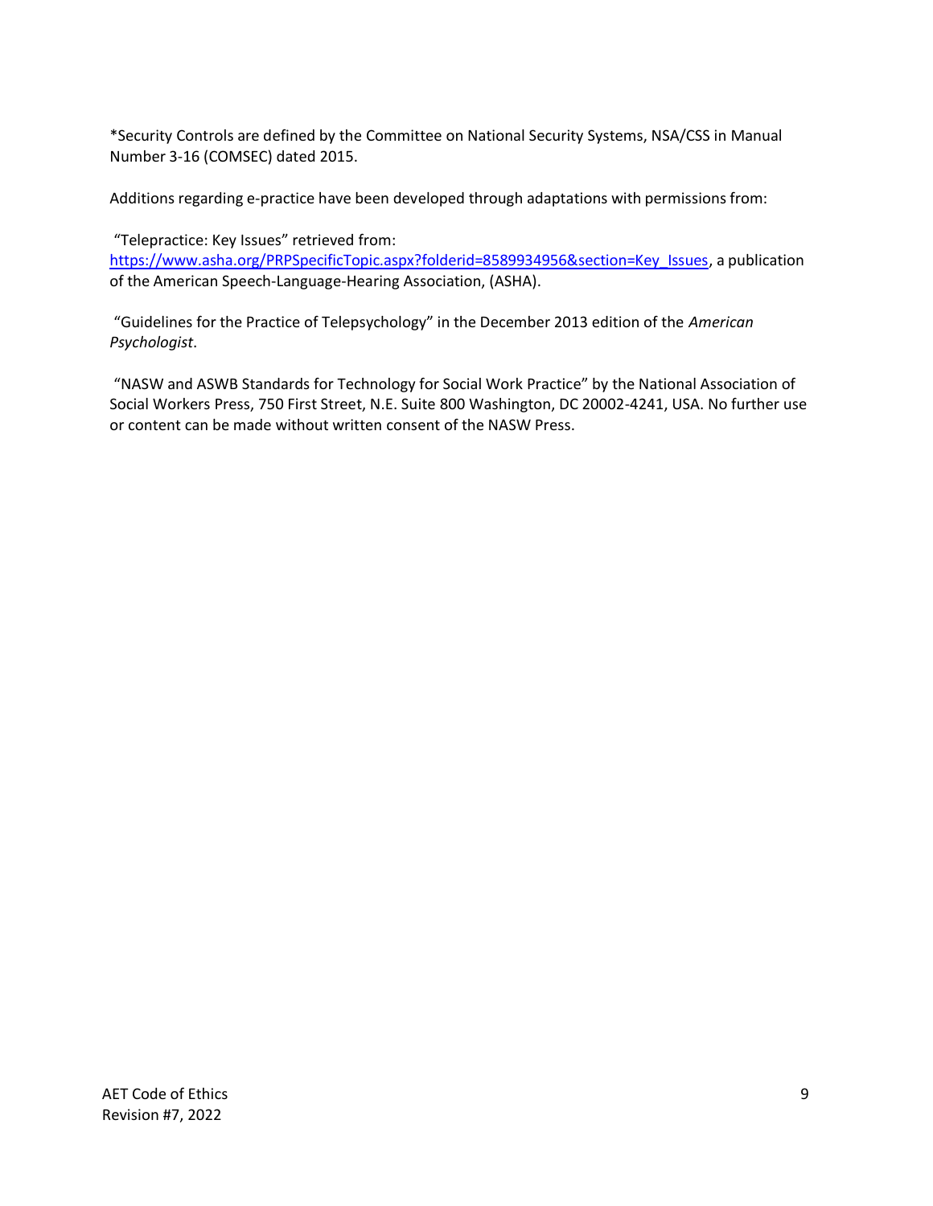*Security Controls are defined by the Committee on National Security Systems, NSA/CSS in Manual Number 3-16 (COMSEC) dated 2015.

Additions regarding e-practice have been developed through adaptations with permissions from:

"Telepractice: Key Issues" retrieved from: https://www.asha.org/PRPSpecificTopic.aspx?folderid=8589934956&section=Key_Issues, a publication of the American Speech-Language-Hearing Association, (ASHA).

"Guidelines for the Practice of Telepsychology" in the December 2013 edition of the *American Psychologist*.

"NASW and ASWB Standards for Technology for Social Work Practice" by the National Association of Social Workers Press, 750 First Street, N.E. Suite 800 Washington, DC 20002-4241, USA. No further use or content can be made without written consent of the NASW Press.